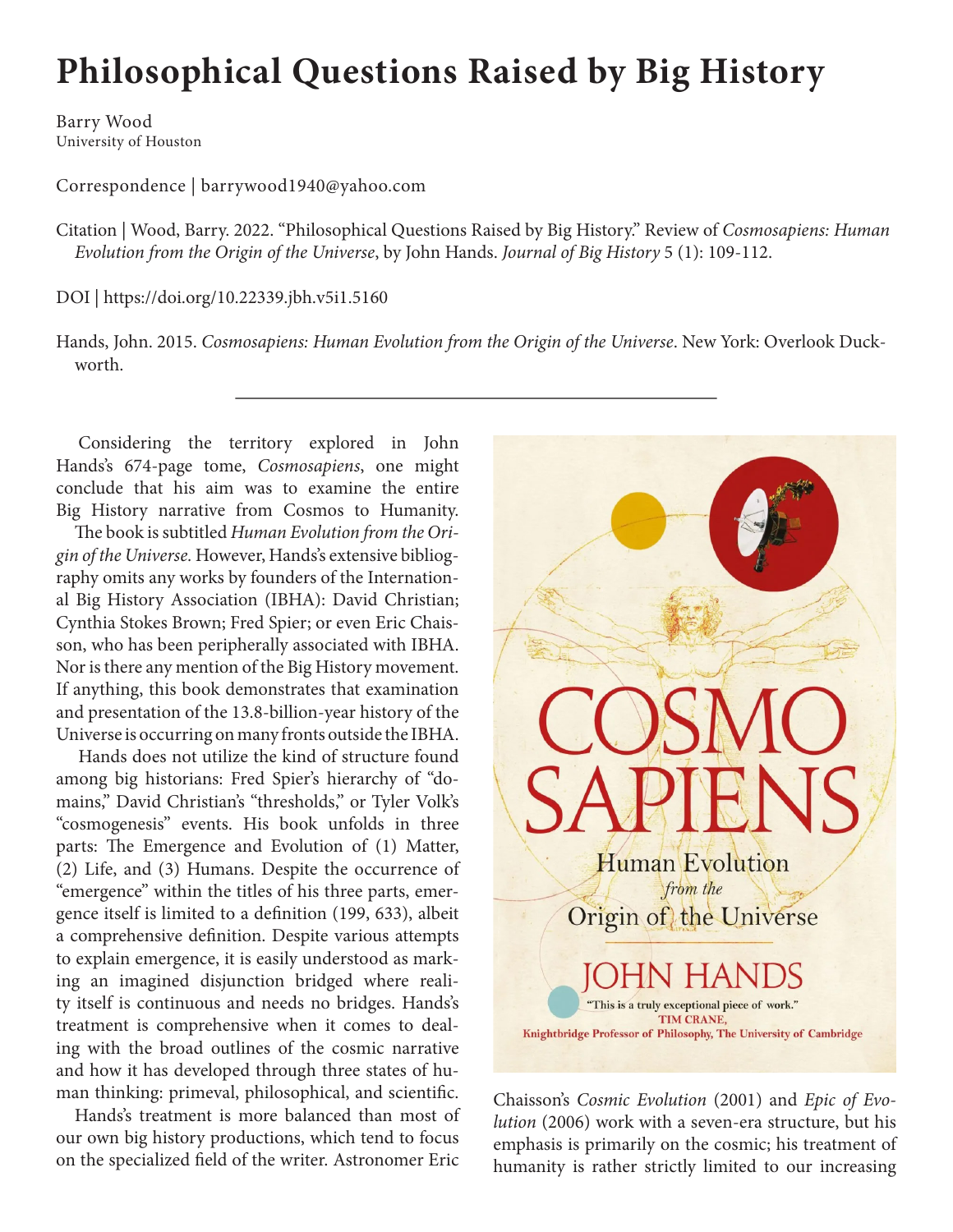# Philosophical Questions Raised by Big History

Barry Wood
University of Houston

Correspondence | barrywood1940@yahoo.com

Citation | Wood, Barry. 2022. "Philosophical Questions Raised by Big History." Review of *Cosmosapiens: Human Evolution from the Origin of the Universe*, by John Hands. *Journal of Big History* 5 (1): 109-112.

DOI | https://doi.org/10.22339.jbh.v5i1.5160

Hands, John. 2015. *Cosmosapiens: Human Evolution from the Origin of the Universe*. New York: Overlook Duckworth.

---

Considering the territory explored in John Hands's 674-page tome, *Cosmosapiens*, one might conclude that his aim was to examine the entire Big History narrative from Cosmos to Humanity. The book is subtitled *Human Evolution from the Origin of the Universe.* However, Hands's extensive bibliography omits any works by founders of the International Big History Association (IBHA): David Christian; Cynthia Stokes Brown; Fred Spier; or even Eric Chaisson, who has been peripherally associated with IBHA. Nor is there any mention of the Big History movement. If anything, this book demonstrates that examination and presentation of the 13.8-billion-year history of the Universe is occurring on many fronts outside the IBHA.

Hands does not utilize the kind of structure found among big historians: Fred Spier's hierarchy of "domains," David Christian's "thresholds," or Tyler Volk's "cosmogenesis" events. His book unfolds in three parts: The Emergence and Evolution of (1) Matter, (2) Life, and (3) Humans. Despite the occurrence of "emergence" within the titles of his three parts, emergence itself is limited to a definition (199, 633), albeit a comprehensive definition. Despite various attempts to explain emergence, it is easily understood as marking an imagined disjunction bridged where reality itself is continuous and needs no bridges. Hands's treatment is comprehensive when it comes to dealing with the broad outlines of the cosmic narrative and how it has developed through three states of human thinking: primeval, philosophical, and scientific.

Hands's treatment is more balanced than most of our own big history productions, which tend to focus on the specialized field of the writer. Astronomer Eric Chaisson's *Cosmic Evolution* (2001) and *Epic of Evolution* (2006) work with a seven-era structure, but his emphasis is primarily on the cosmic; his treatment of humanity is rather strictly limited to our increasing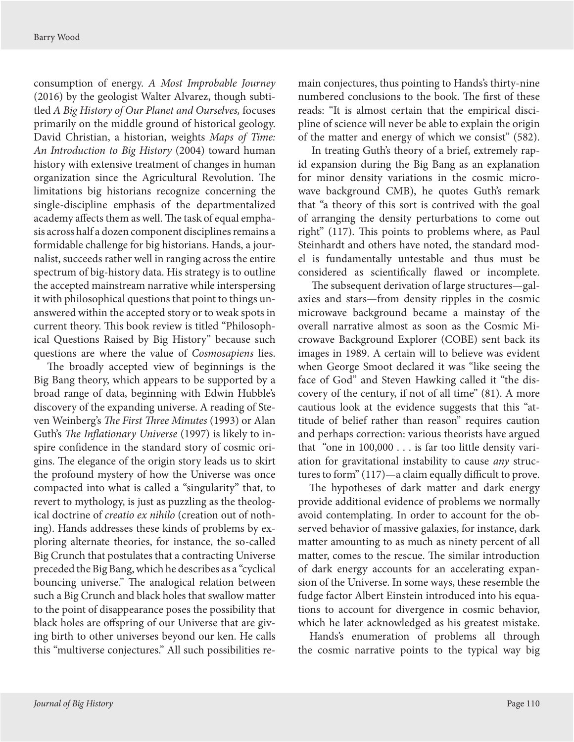consumption of energy. *A Most Improbable Journey* (2016) by the geologist Walter Alvarez, though subtitled *A Big History of Our Planet and Ourselves,* focuses primarily on the middle ground of historical geology. David Christian, a historian, weights *Maps of Time: An Introduction to Big History* (2004) toward human history with extensive treatment of changes in human organization since the Agricultural Revolution. The limitations big historians recognize concerning the single-discipline emphasis of the departmentalized academy affects them as well. The task of equal emphasis across half a dozen component disciplines remains a formidable challenge for big historians. Hands, a journalist, succeeds rather well in ranging across the entire spectrum of big-history data. His strategy is to outline the accepted mainstream narrative while interspersing it with philosophical questions that point to things unanswered within the accepted story or to weak spots in current theory. This book review is titled "Philosophical Questions Raised by Big History" because such questions are where the value of *Cosmosapiens* lies.

The broadly accepted view of beginnings is the Big Bang theory, which appears to be supported by a broad range of data, beginning with Edwin Hubble's discovery of the expanding universe. A reading of Steven Weinberg's *The First Three Minutes* (1993) or Alan Guth's *The Inflationary Universe* (1997) is likely to inspire confidence in the standard story of cosmic origins. The elegance of the origin story leads us to skirt the profound mystery of how the Universe was once compacted into what is called a "singularity" that, to revert to mythology, is just as puzzling as the theological doctrine of *creatio ex nihilo* (creation out of nothing). Hands addresses these kinds of problems by exploring alternate theories, for instance, the so-called Big Crunch that postulates that a contracting Universe preceded the Big Bang, which he describes as a "cyclical bouncing universe." The analogical relation between such a Big Crunch and black holes that swallow matter to the point of disappearance poses the possibility that black holes are offspring of our Universe that are giving birth to other universes beyond our ken. He calls this "multiverse conjectures." All such possibilities remain conjectures, thus pointing to Hands's thirty-nine numbered conclusions to the book. The first of these reads: "It is almost certain that the empirical discipline of science will never be able to explain the origin of the matter and energy of which we consist" (582).

In treating Guth's theory of a brief, extremely rapid expansion during the Big Bang as an explanation for minor density variations in the cosmic microwave background CMB), he quotes Guth's remark that "a theory of this sort is contrived with the goal of arranging the density perturbations to come out right" (117). This points to problems where, as Paul Steinhardt and others have noted, the standard model is fundamentally untestable and thus must be considered as scientifically flawed or incomplete.

The subsequent derivation of large structures—galaxies and stars—from density ripples in the cosmic microwave background became a mainstay of the overall narrative almost as soon as the Cosmic Microwave Background Explorer (COBE) sent back its images in 1989. A certain will to believe was evident when George Smoot declared it was "like seeing the face of God" and Steven Hawking called it "the discovery of the century, if not of all time" (81). A more cautious look at the evidence suggests that this "attitude of belief rather than reason" requires caution and perhaps correction: various theorists have argued that "one in 100,000 . . . is far too little density variation for gravitational instability to cause *any* structures to form" (117)—a claim equally difficult to prove.

The hypotheses of dark matter and dark energy provide additional evidence of problems we normally avoid contemplating. In order to account for the observed behavior of massive galaxies, for instance, dark matter amounting to as much as ninety percent of all matter, comes to the rescue. The similar introduction of dark energy accounts for an accelerating expansion of the Universe. In some ways, these resemble the fudge factor Albert Einstein introduced into his equations to account for divergence in cosmic behavior, which he later acknowledged as his greatest mistake.

Hands's enumeration of problems all through the cosmic narrative points to the typical way big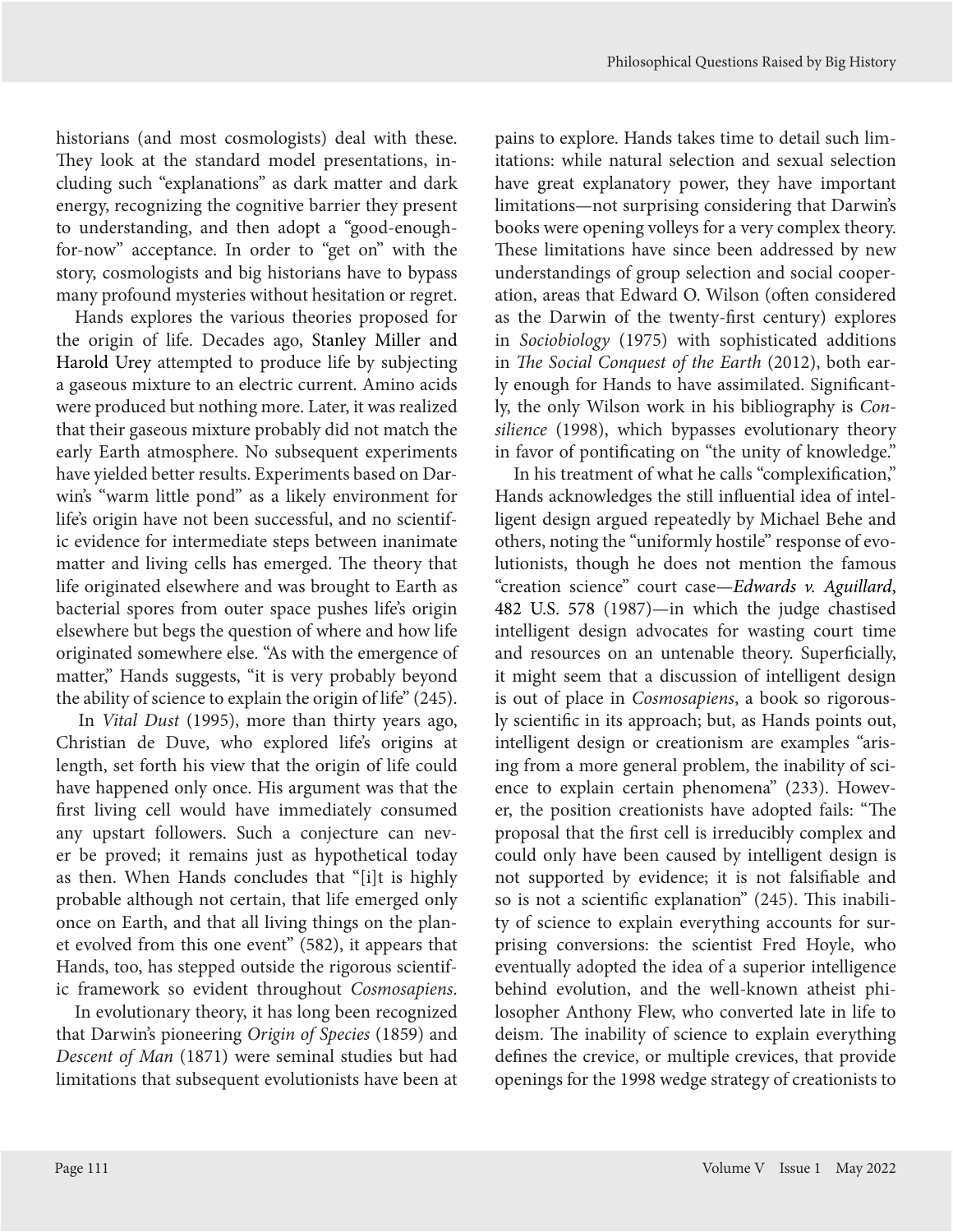historians (and most cosmologists) deal with these. They look at the standard model presentations, including such "explanations" as dark matter and dark energy, recognizing the cognitive barrier they present to understanding, and then adopt a "good-enough-for-now" acceptance. In order to "get on" with the story, cosmologists and big historians have to bypass many profound mysteries without hesitation or regret.

Hands explores the various theories proposed for the origin of life. Decades ago, Stanley Miller and Harold Urey attempted to produce life by subjecting a gaseous mixture to an electric current. Amino acids were produced but nothing more. Later, it was realized that their gaseous mixture probably did not match the early Earth atmosphere. No subsequent experiments have yielded better results. Experiments based on Darwin's "warm little pond" as a likely environment for life's origin have not been successful, and no scientific evidence for intermediate steps between inanimate matter and living cells has emerged. The theory that life originated elsewhere and was brought to Earth as bacterial spores from outer space pushes life's origin elsewhere but begs the question of where and how life originated somewhere else. "As with the emergence of matter," Hands suggests, "it is very probably beyond the ability of science to explain the origin of life" (245).

In *Vital Dust* (1995), more than thirty years ago, Christian de Duve, who explored life's origins at length, set forth his view that the origin of life could have happened only once. His argument was that the first living cell would have immediately consumed any upstart followers. Such a conjecture can never be proved; it remains just as hypothetical today as then. When Hands concludes that "[i]t is highly probable although not certain, that life emerged only once on Earth, and that all living things on the planet evolved from this one event" (582), it appears that Hands, too, has stepped outside the rigorous scientific framework so evident throughout *Cosmosapiens*.

In evolutionary theory, it has long been recognized that Darwin's pioneering *Origin of Species* (1859) and *Descent of Man* (1871) were seminal studies but had limitations that subsequent evolutionists have been at pains to explore. Hands takes time to detail such limitations: while natural selection and sexual selection have great explanatory power, they have important limitations—not surprising considering that Darwin's books were opening volleys for a very complex theory. These limitations have since been addressed by new understandings of group selection and social cooperation, areas that Edward O. Wilson (often considered as the Darwin of the twenty-first century) explores in *Sociobiology* (1975) with sophisticated additions in *The Social Conquest of the Earth* (2012), both early enough for Hands to have assimilated. Significantly, the only Wilson work in his bibliography is *Consilience* (1998), which bypasses evolutionary theory in favor of pontificating on "the unity of knowledge."

In his treatment of what he calls "complexification," Hands acknowledges the still influential idea of intelligent design argued repeatedly by Michael Behe and others, noting the "uniformly hostile" response of evolutionists, though he does not mention the famous "creation science" court case—*Edwards v. Aguillard*, 482 U.S. 578 (1987)—in which the judge chastised intelligent design advocates for wasting court time and resources on an untenable theory. Superficially, it might seem that a discussion of intelligent design is out of place in *Cosmosapiens*, a book so rigorously scientific in its approach; but, as Hands points out, intelligent design or creationism are examples "arising from a more general problem, the inability of science to explain certain phenomena" (233). However, the position creationists have adopted fails: "The proposal that the first cell is irreducibly complex and could only have been caused by intelligent design is not supported by evidence; it is not falsifiable and so is not a scientific explanation" (245). This inability of science to explain everything accounts for surprising conversions: the scientist Fred Hoyle, who eventually adopted the idea of a superior intelligence behind evolution, and the well-known atheist philosopher Anthony Flew, who converted late in life to deism. The inability of science to explain everything defines the crevice, or multiple crevices, that provide openings for the 1998 wedge strategy of creationists to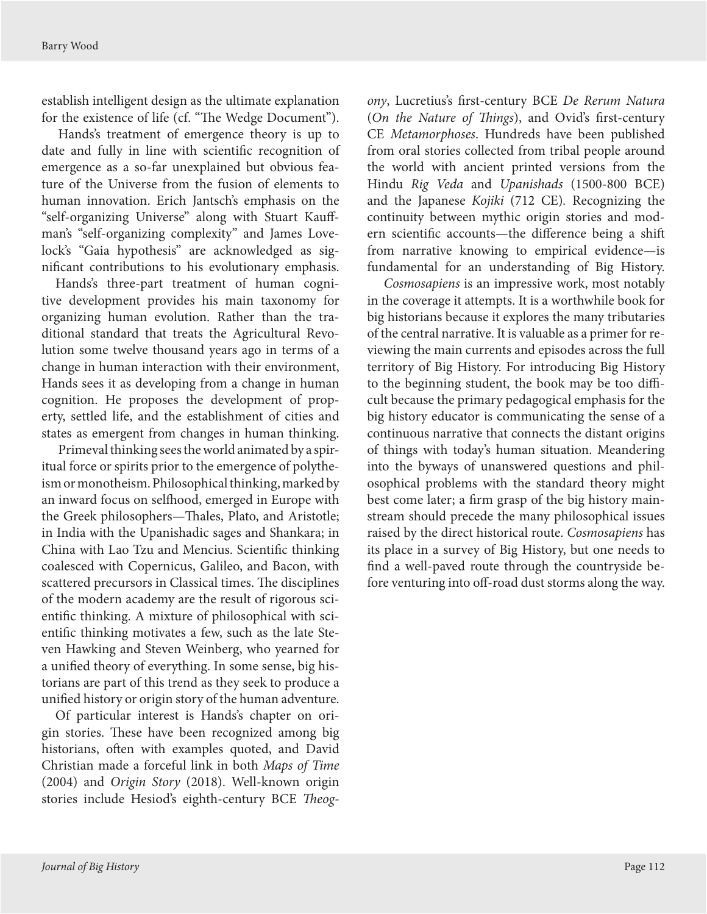establish intelligent design as the ultimate explanation for the existence of life (cf. "The Wedge Document").

Hands's treatment of emergence theory is up to date and fully in line with scientific recognition of emergence as a so-far unexplained but obvious feature of the Universe from the fusion of elements to human innovation. Erich Jantsch's emphasis on the "self-organizing Universe" along with Stuart Kauffman's "self-organizing complexity" and James Lovelock's "Gaia hypothesis" are acknowledged as significant contributions to his evolutionary emphasis.

Hands's three-part treatment of human cognitive development provides his main taxonomy for organizing human evolution. Rather than the traditional standard that treats the Agricultural Revolution some twelve thousand years ago in terms of a change in human interaction with their environment, Hands sees it as developing from a change in human cognition. He proposes the development of property, settled life, and the establishment of cities and states as emergent from changes in human thinking.

Primeval thinking sees the world animated by a spiritual force or spirits prior to the emergence of polytheism or monotheism. Philosophical thinking, marked by an inward focus on selfhood, emerged in Europe with the Greek philosophers—Thales, Plato, and Aristotle; in India with the Upanishadic sages and Shankara; in China with Lao Tzu and Mencius. Scientific thinking coalesced with Copernicus, Galileo, and Bacon, with scattered precursors in Classical times. The disciplines of the modern academy are the result of rigorous scientific thinking. A mixture of philosophical with scientific thinking motivates a few, such as the late Steven Hawking and Steven Weinberg, who yearned for a unified theory of everything. In some sense, big historians are part of this trend as they seek to produce a unified history or origin story of the human adventure.

Of particular interest is Hands's chapter on origin stories. These have been recognized among big historians, often with examples quoted, and David Christian made a forceful link in both *Maps of Time* (2004) and *Origin Story* (2018). Well-known origin stories include Hesiod's eighth-century BCE *Theogony*, Lucretius's first-century BCE *De Rerum Natura* (*On the Nature of Things*), and Ovid's first-century CE *Metamorphoses*. Hundreds have been published from oral stories collected from tribal people around the world with ancient printed versions from the Hindu *Rig Veda* and *Upanishads* (1500-800 BCE) and the Japanese *Kojiki* (712 CE). Recognizing the continuity between mythic origin stories and modern scientific accounts—the difference being a shift from narrative knowing to empirical evidence—is fundamental for an understanding of Big History.

*Cosmosapiens* is an impressive work, most notably in the coverage it attempts. It is a worthwhile book for big historians because it explores the many tributaries of the central narrative. It is valuable as a primer for reviewing the main currents and episodes across the full territory of Big History. For introducing Big History to the beginning student, the book may be too difficult because the primary pedagogical emphasis for the big history educator is communicating the sense of a continuous narrative that connects the distant origins of things with today's human situation. Meandering into the byways of unanswered questions and philosophical problems with the standard theory might best come later; a firm grasp of the big history mainstream should precede the many philosophical issues raised by the direct historical route. *Cosmosapiens* has its place in a survey of Big History, but one needs to find a well-paved route through the countryside before venturing into off-road dust storms along the way.